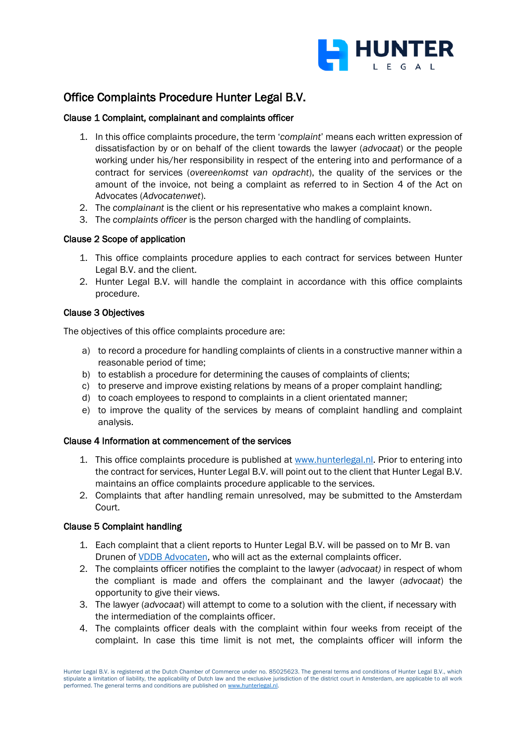# Office Complaints Procedure Hunter Legal B.V.

### Clause 1 Complaint, complainant and complaints officer

1. In this office complaints procedure, the term '*complaint*' means each written expression of dissatisfaction by or on behalf of the client towards the lawyer (*advocaat*) or the people working under his/her responsibility in respect of the entering into and performance of a contract for services (*overeenkomst van opdracht*), the quality of the services or the amount of the invoice, not being a complaint as referred to in Section 4 of the Act on Advocates (*Advocatenwet*).
2. The *complainant* is the client or his representative who makes a complaint known.
3. The *complaints officer* is the person charged with the handling of complaints.

### Clause 2 Scope of application

1. This office complaints procedure applies to each contract for services between Hunter Legal B.V. and the client.
2. Hunter Legal B.V. will handle the complaint in accordance with this office complaints procedure.

### Clause 3 Objectives

The objectives of this office complaints procedure are:

a) to record a procedure for handling complaints of clients in a constructive manner within a reasonable period of time;
b) to establish a procedure for determining the causes of complaints of clients;
c) to preserve and improve existing relations by means of a proper complaint handling;
d) to coach employees to respond to complaints in a client orientated manner;
e) to improve the quality of the services by means of complaint handling and complaint analysis.

### Clause 4 Information at commencement of the services

1. This office complaints procedure is published at [www.hunterlegal.nl](www.hunterlegal.nl). Prior to entering into the contract for services, Hunter Legal B.V. will point out to the client that Hunter Legal B.V. maintains an office complaints procedure applicable to the services.
2. Complaints that after handling remain unresolved, may be submitted to the Amsterdam Court.

### Clause 5 Complaint handling

1. Each complaint that a client reports to Hunter Legal B.V. will be passed on to Mr B. van Drunen of VDDB Advocaten, who will act as the external complaints officer.
2. The complaints officer notifies the complaint to the lawyer (*advocaat)* in respect of whom the compliant is made and offers the complainant and the lawyer (*advocaat*) the opportunity to give their views.
3. The lawyer (*advocaat*) will attempt to come to a solution with the client, if necessary with the intermediation of the complaints officer.
4. The complaints officer deals with the complaint within four weeks from receipt of the complaint. In case this time limit is not met, the complaints officer will inform the

Hunter Legal B.V. is registered at the Dutch Chamber of Commerce under no. 85025623. The general terms and conditions of Hunter Legal B.V., which stipulate a limitation of liability, the applicability of Dutch law and the exclusive jurisdiction of the district court in Amsterdam, are applicable to all work performed. The general terms and conditions are published on www.hunterlegal.nl.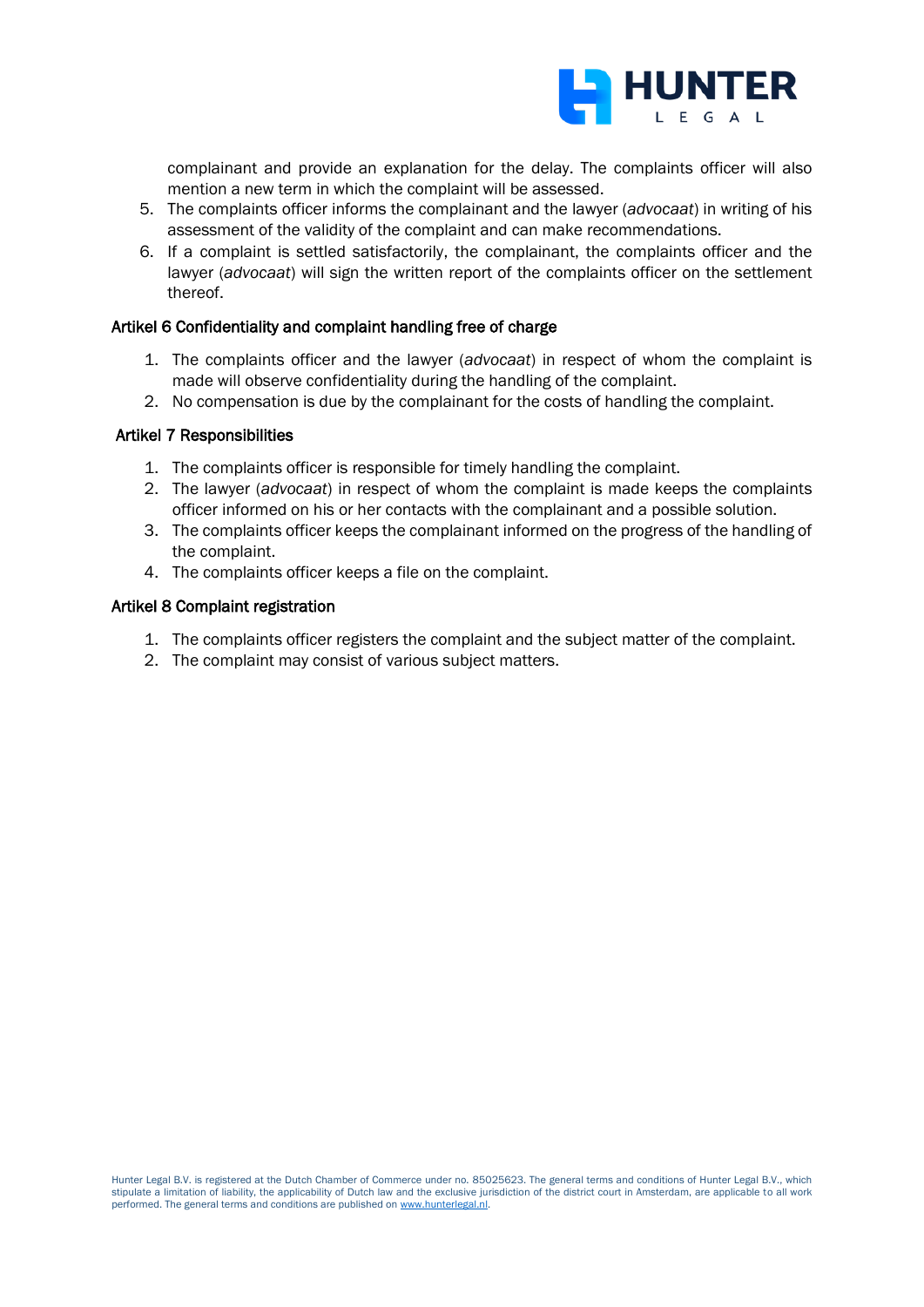complainant and provide an explanation for the delay. The complaints officer will also mention a new term in which the complaint will be assessed.

5. The complaints officer informs the complainant and the lawyer (*advocaat*) in writing of his assessment of the validity of the complaint and can make recommendations.
6. If a complaint is settled satisfactorily, the complainant, the complaints officer and the lawyer (*advocaat*) will sign the written report of the complaints officer on the settlement thereof.

### Artikel 6 Confidentiality and complaint handling free of charge

1. The complaints officer and the lawyer (*advocaat*) in respect of whom the complaint is made will observe confidentiality during the handling of the complaint.
2. No compensation is due by the complainant for the costs of handling the complaint.

### Artikel 7 Responsibilities

1. The complaints officer is responsible for timely handling the complaint.
2. The lawyer (*advocaat*) in respect of whom the complaint is made keeps the complaints officer informed on his or her contacts with the complainant and a possible solution.
3. The complaints officer keeps the complainant informed on the progress of the handling of the complaint.
4. The complaints officer keeps a file on the complaint.

### Artikel 8 Complaint registration

1. The complaints officer registers the complaint and the subject matter of the complaint.
2. The complaint may consist of various subject matters.